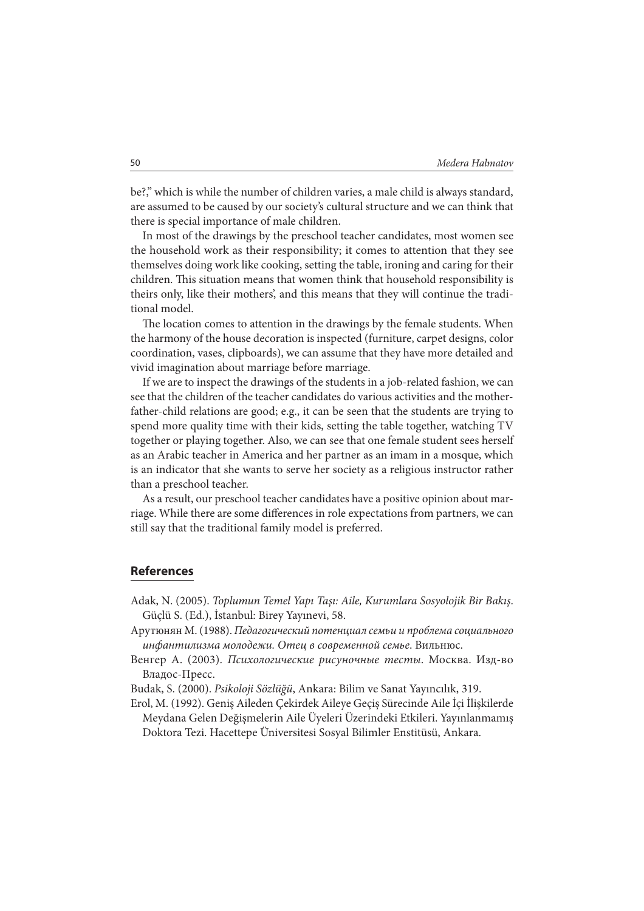be?," which is while the number of children varies, a male child is always standard, are assumed to be caused by our society's cultural structure and we can think that there is special importance of male children.

In most of the drawings by the preschool teacher candidates, most women see the household work as their responsibility; it comes to attention that they see themselves doing work like cooking, setting the table, ironing and caring for their children. This situation means that women think that household responsibility is theirs only, like their mothers', and this means that they will continue the traditional model.

The location comes to attention in the drawings by the female students. When the harmony of the house decoration is inspected (furniture, carpet designs, color coordination, vases, clipboards), we can assume that they have more detailed and vivid imagination about marriage before marriage.

If we are to inspect the drawings of the students in a job-related fashion, we can see that the children of the teacher candidates do various activities and the mother-father-child relations are good; e.g., it can be seen that the students are trying to spend more quality time with their kids, setting the table together, watching TV together or playing together. Also, we can see that one female student sees herself as an Arabic teacher in America and her partner as an imam in a mosque, which is an indicator that she wants to serve her society as a religious instructor rather than a preschool teacher.

As a result, our preschool teacher candidates have a positive opinion about marriage. While there are some differences in role expectations from partners, we can still say that the traditional family model is preferred.

## References

Adak, N. (2005). *Toplumun Temel Yapı Taşı: Aile, Kurumlara Sosyolojik Bir Bakış*. Güçlü S. (Ed.), İstanbul: Birey Yayınevi, 58.

Арутюнян М. (1988). *Педагогический потенциал семьи и проблема социального инфантилизма молодежи. Отец в современной семье*. Вильнюс.

Венгер А. (2003). *Психологические рисуночные тесты*. Москва. Изд-во Владос-Пресс.

Budak, S. (2000). *Psikoloji Sözlüğü*, Ankara: Bilim ve Sanat Yayıncılık, 319.

Erol, M. (1992). Geniş Aileden Çekirdek Aileye Geçiş Sürecinde Aile İçi İlişkilerde Meydana Gelen Değişmelerin Aile Üyeleri Üzerindeki Etkileri. Yayınlanmamış Doktora Tezi. Hacettepe Üniversitesi Sosyal Bilimler Enstitüsü, Ankara.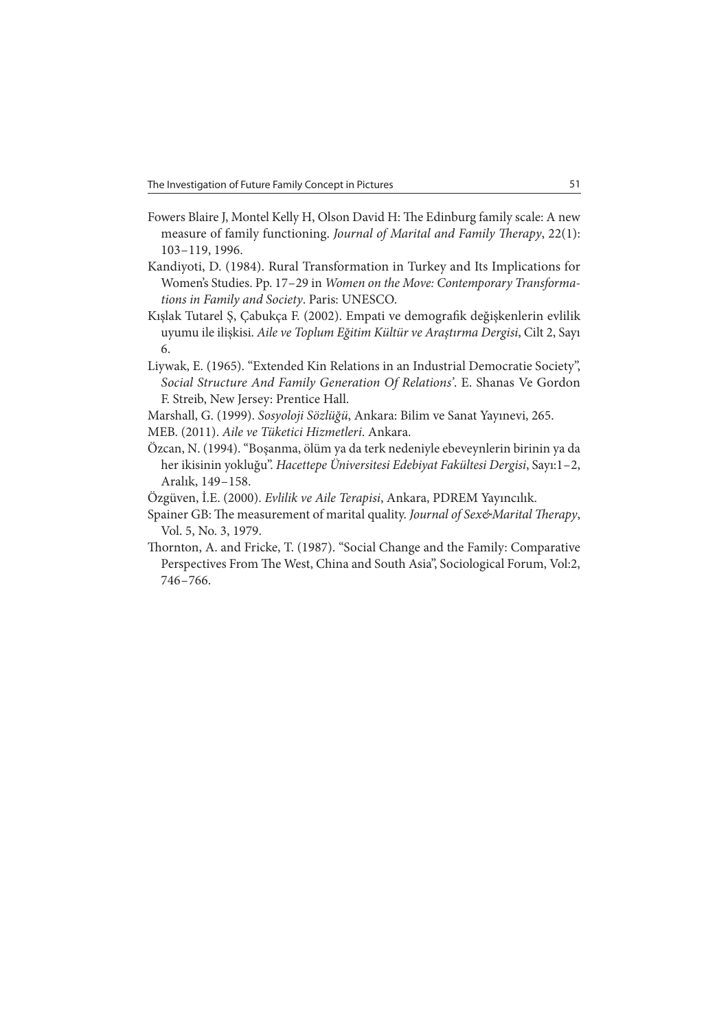Fowers Blaire J, Montel Kelly H, Olson David H: The Edinburg family scale: A new measure of family functioning. *Journal of Marital and Family Therapy*, 22(1): 103–119, 1996.

Kandiyoti, D. (1984). Rural Transformation in Turkey and Its Implications for Women's Studies. Pp. 17–29 in *Women on the Move: Contemporary Transformations in Family and Society*. Paris: UNESCO.

Kışlak Tutarel Ş, Çabukça F. (2002). Empati ve demografik değişkenlerin evlilik uyumu ile ilişkisi. *Aile ve Toplum Eğitim Kültür ve Araştırma Dergisi*, Cilt 2, Sayı 6.

Liywak, E. (1965). "Extended Kin Relations in an Industrial Democratie Society", *Social Structure And Family Generation Of Relations'*. E. Shanas Ve Gordon F. Streib, New Jersey: Prentice Hall.

Marshall, G. (1999). *Sosyoloji Sözlüğü*, Ankara: Bilim ve Sanat Yayınevi, 265.

MEB. (2011). *Aile ve Tüketici Hizmetleri*. Ankara.

Özcan, N. (1994). "Boşanma, ölüm ya da terk nedeniyle ebeveynlerin birinin ya da her ikisinin yokluğu". *Hacettepe Üniversitesi Edebiyat Fakültesi Dergisi*, Sayı:1–2, Aralık, 149–158.

Özgüven, İ.E. (2000). *Evlilik ve Aile Terapisi*, Ankara, PDREM Yayıncılık.

Spainer GB: The measurement of marital quality. *Journal of Sex&Marital Therapy*, Vol. 5, No. 3, 1979.

Thornton, A. and Fricke, T. (1987). "Social Change and the Family: Comparative Perspectives From The West, China and South Asia", Sociological Forum, Vol:2, 746–766.